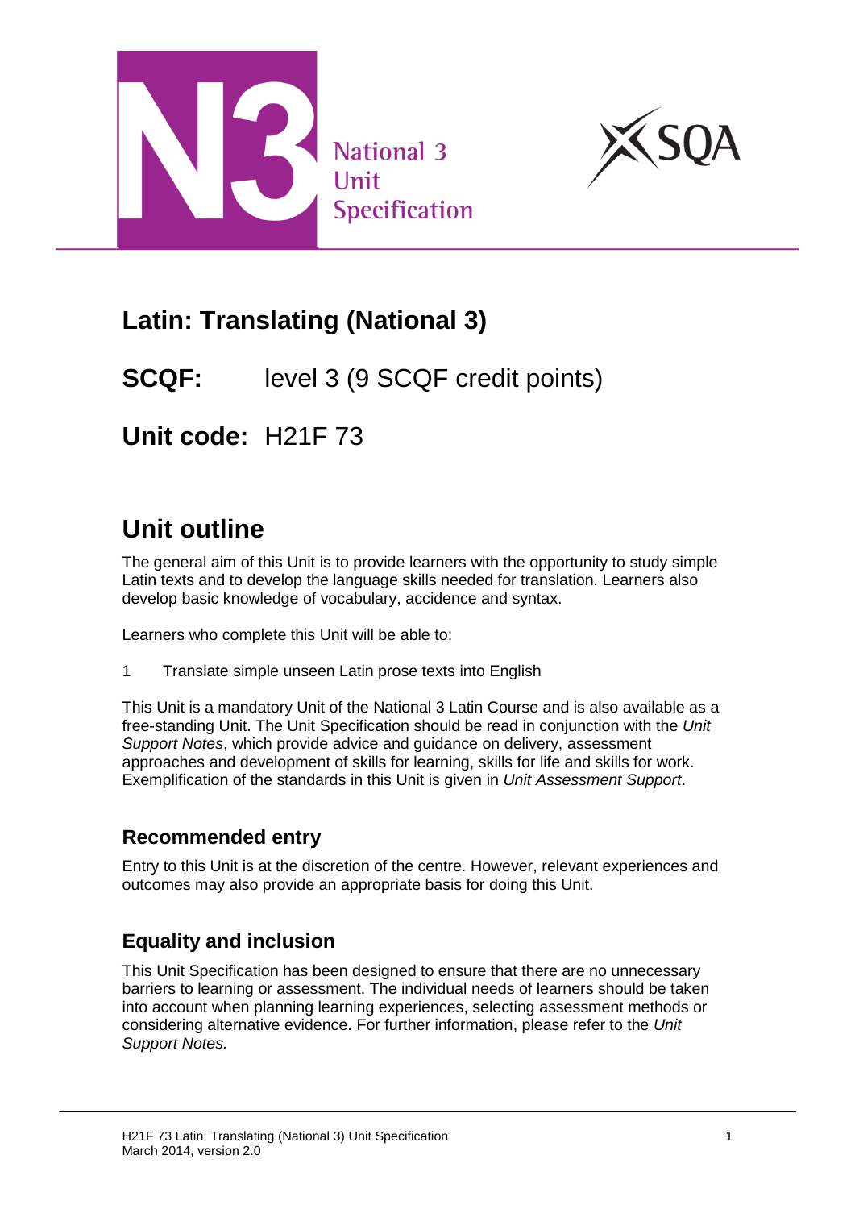National 3 Unit Specification

# Latin: Translating (National 3)

## SCQF: level 3 (9 SCQF credit points)

## Unit code: H21F 73

## Unit outline

The general aim of this Unit is to provide learners with the opportunity to study simple Latin texts and to develop the language skills needed for translation. Learners also develop basic knowledge of vocabulary, accidence and syntax.

Learners who complete this Unit will be able to:

1 Translate simple unseen Latin prose texts into English

This Unit is a mandatory Unit of the National 3 Latin Course and is also available as a free-standing Unit. The Unit Specification should be read in conjunction with the *Unit Support Notes*, which provide advice and guidance on delivery, assessment approaches and development of skills for learning, skills for life and skills for work. Exemplification of the standards in this Unit is given in *Unit Assessment Support*.

### Recommended entry

Entry to this Unit is at the discretion of the centre. However, relevant experiences and outcomes may also provide an appropriate basis for doing this Unit.

### Equality and inclusion

This Unit Specification has been designed to ensure that there are no unnecessary barriers to learning or assessment. The individual needs of learners should be taken into account when planning learning experiences, selecting assessment methods or considering alternative evidence. For further information, please refer to the *Unit Support Notes.*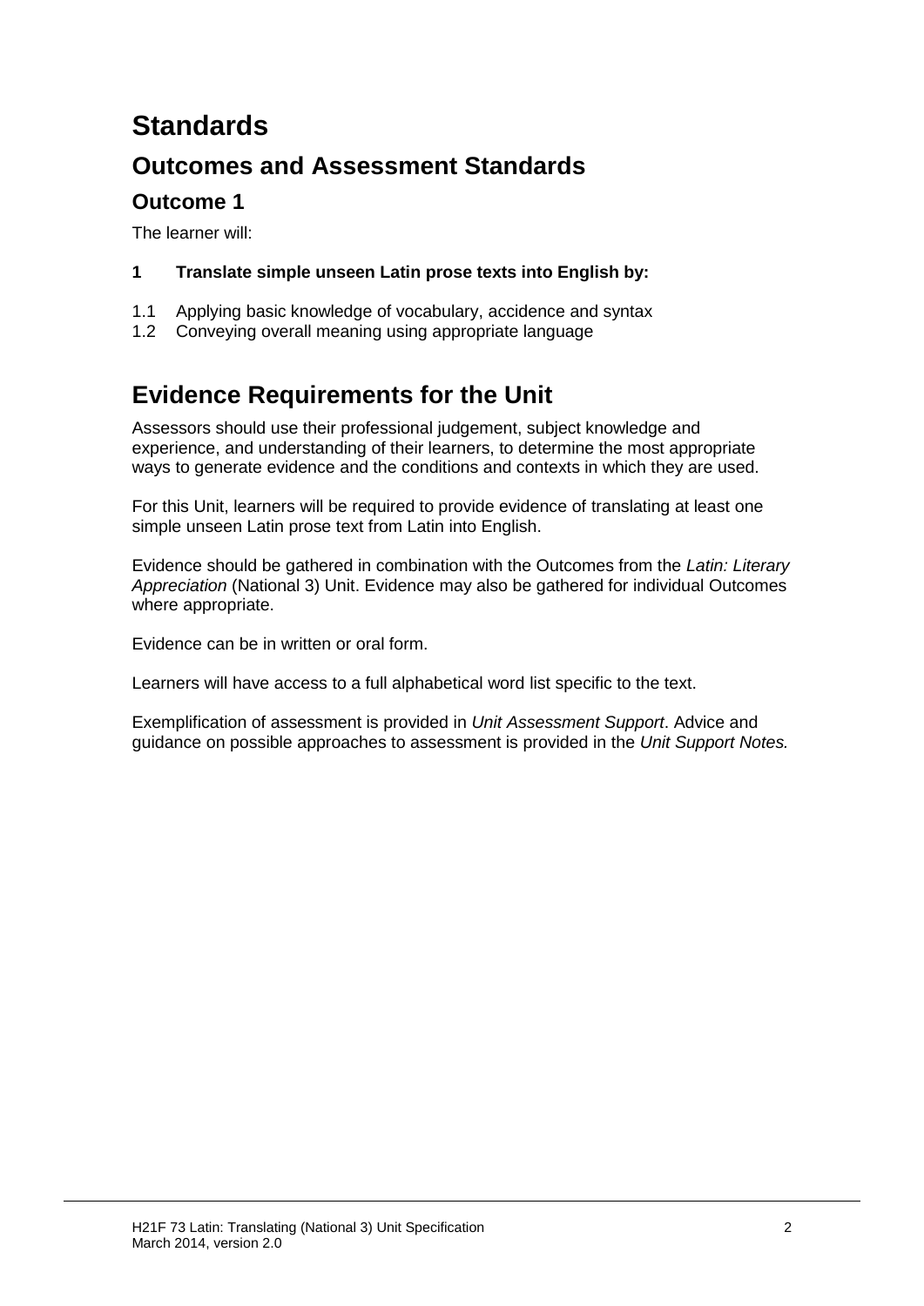# Standards

## Outcomes and Assessment Standards

### Outcome 1

The learner will:

**1 Translate simple unseen Latin prose texts into English by:**

1.1 Applying basic knowledge of vocabulary, accidence and syntax
1.2 Conveying overall meaning using appropriate language

## Evidence Requirements for the Unit

Assessors should use their professional judgement, subject knowledge and experience, and understanding of their learners, to determine the most appropriate ways to generate evidence and the conditions and contexts in which they are used.

For this Unit, learners will be required to provide evidence of translating at least one simple unseen Latin prose text from Latin into English.

Evidence should be gathered in combination with the Outcomes from the *Latin: Literary Appreciation* (National 3) Unit. Evidence may also be gathered for individual Outcomes where appropriate.

Evidence can be in written or oral form.

Learners will have access to a full alphabetical word list specific to the text.

Exemplification of assessment is provided in *Unit Assessment Support*. Advice and guidance on possible approaches to assessment is provided in the *Unit Support Notes.*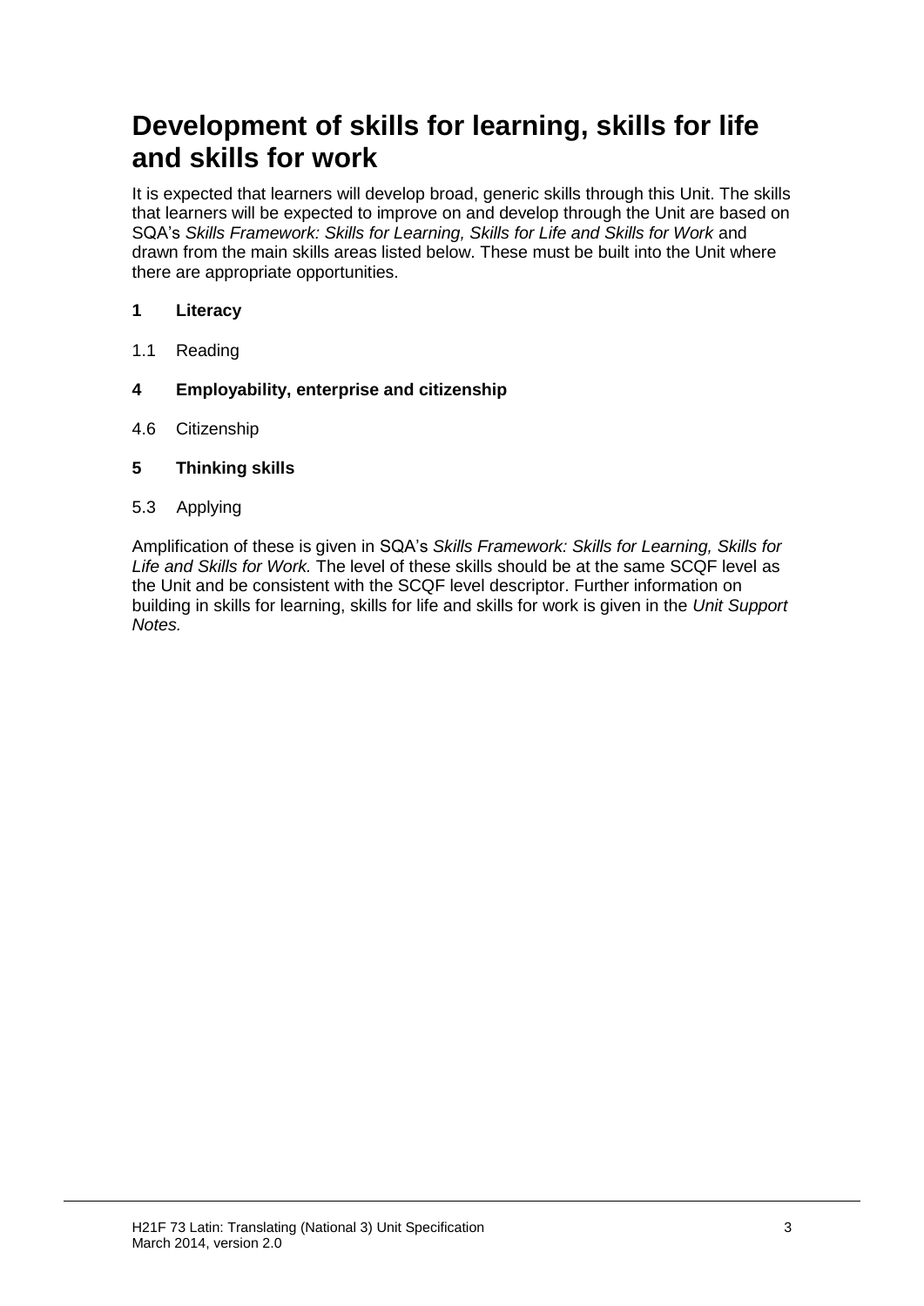# Development of skills for learning, skills for life and skills for work

It is expected that learners will develop broad, generic skills through this Unit. The skills that learners will be expected to improve on and develop through the Unit are based on SQA's *Skills Framework: Skills for Learning, Skills for Life and Skills for Work* and drawn from the main skills areas listed below. These must be built into the Unit where there are appropriate opportunities.

**1 Literacy**

1.1 Reading

**4 Employability, enterprise and citizenship**

4.6 Citizenship

**5 Thinking skills**

5.3 Applying

Amplification of these is given in SQA's *Skills Framework: Skills for Learning, Skills for Life and Skills for Work.* The level of these skills should be at the same SCQF level as the Unit and be consistent with the SCQF level descriptor. Further information on building in skills for learning, skills for life and skills for work is given in the *Unit Support Notes.*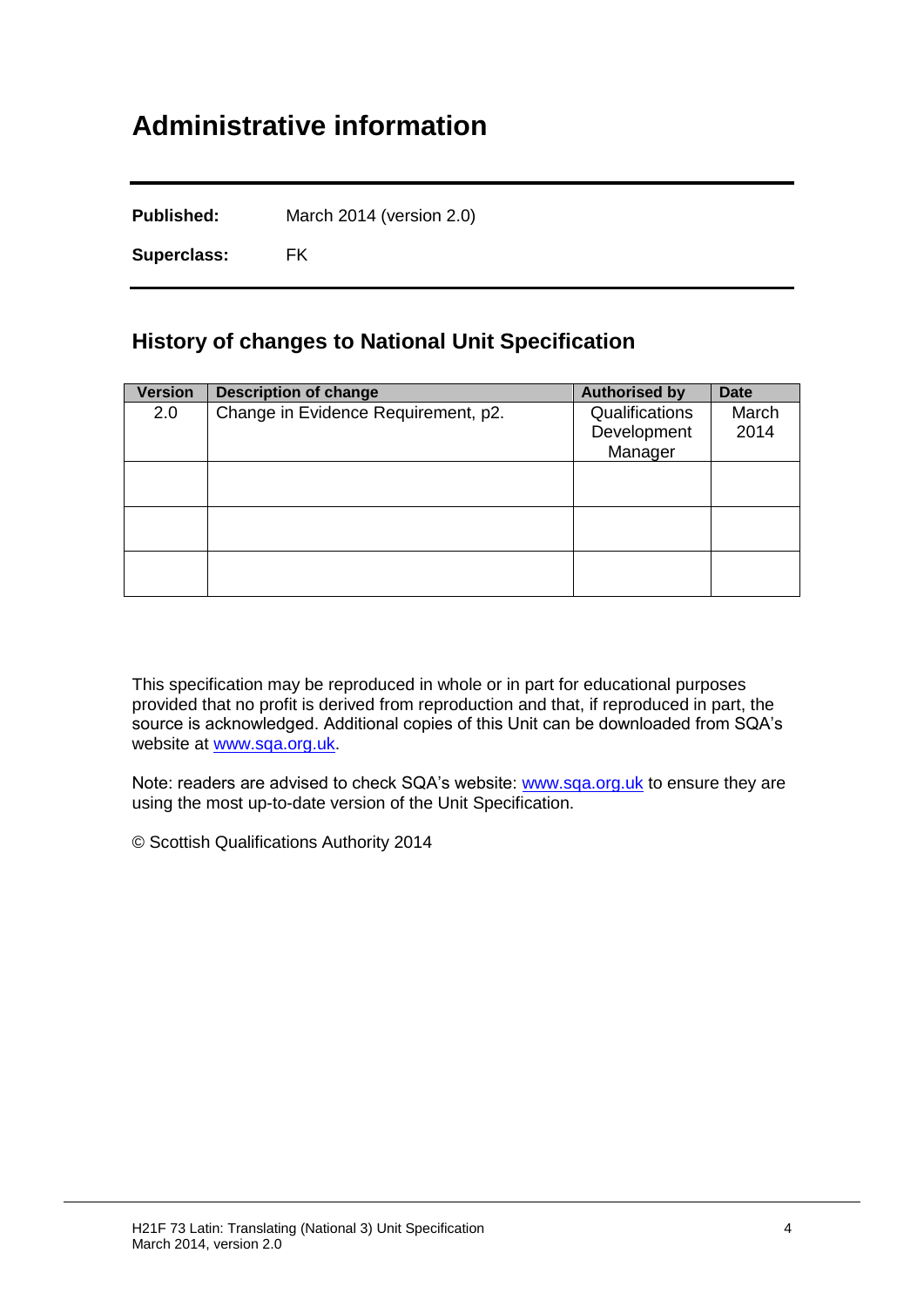# Administrative information

**Published:** March 2014 (version 2.0)

**Superclass:** FK

## History of changes to National Unit Specification

| Version | Description of change | Authorised by | Date |
|---|---|---|---|
| 2.0 | Change in Evidence Requirement, p2. | Qualifications Development Manager | March 2014 |
| | | | |
| | | | |
| | | | |

This specification may be reproduced in whole or in part for educational purposes provided that no profit is derived from reproduction and that, if reproduced in part, the source is acknowledged. Additional copies of this Unit can be downloaded from SQA's website at www.sqa.org.uk.

Note: readers are advised to check SQA's website: www.sqa.org.uk to ensure they are using the most up-to-date version of the Unit Specification.

© Scottish Qualifications Authority 2014